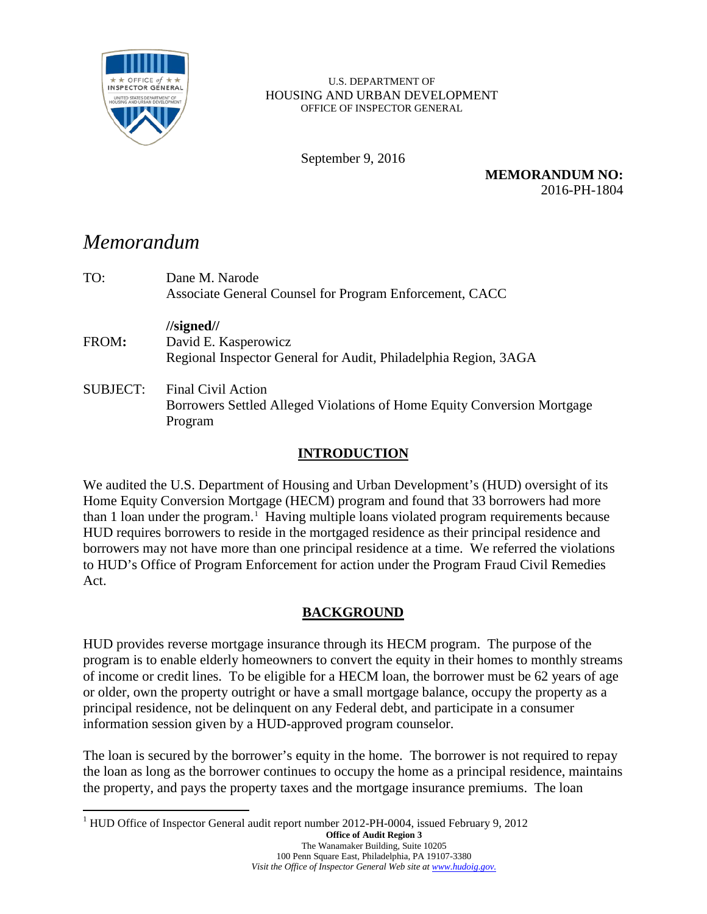U.S. DEPARTMENT OF
HOUSING AND URBAN DEVELOPMENT
OFFICE OF INSPECTOR GENERAL

September 9, 2016

**MEMORANDUM NO:**
2016-PH-1804

# *Memorandum*

TO: Dane M. Narode
Associate General Counsel for Program Enforcement, CACC

**//signed//**

**FROM:** David E. Kasperowicz
Regional Inspector General for Audit, Philadelphia Region, 3AGA

SUBJECT: Final Civil Action
Borrowers Settled Alleged Violations of Home Equity Conversion Mortgage Program

## INTRODUCTION

We audited the U.S. Department of Housing and Urban Development's (HUD) oversight of its Home Equity Conversion Mortgage (HECM) program and found that 33 borrowers had more than 1 loan under the program.[1] Having multiple loans violated program requirements because HUD requires borrowers to reside in the mortgaged residence as their principal residence and borrowers may not have more than one principal residence at a time. We referred the violations to HUD's Office of Program Enforcement for action under the Program Fraud Civil Remedies Act.

## BACKGROUND

HUD provides reverse mortgage insurance through its HECM program. The purpose of the program is to enable elderly homeowners to convert the equity in their homes to monthly streams of income or credit lines. To be eligible for a HECM loan, the borrower must be 62 years of age or older, own the property outright or have a small mortgage balance, occupy the property as a principal residence, not be delinquent on any Federal debt, and participate in a consumer information session given by a HUD-approved program counselor.

The loan is secured by the borrower's equity in the home. The borrower is not required to repay the loan as long as the borrower continues to occupy the home as a principal residence, maintains the property, and pays the property taxes and the mortgage insurance premiums. The loan

[1] HUD Office of Inspector General audit report number 2012-PH-0004, issued February 9, 2012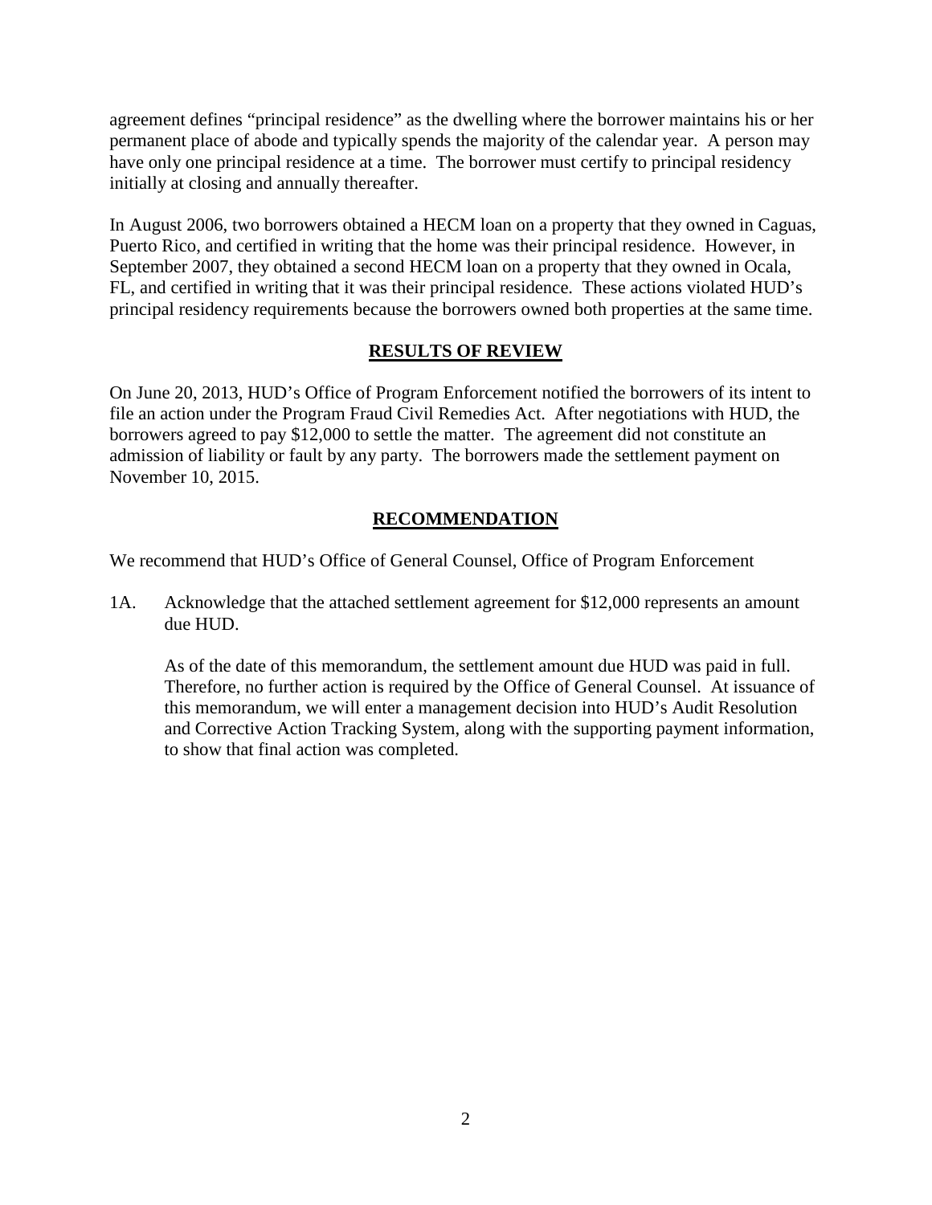agreement defines "principal residence" as the dwelling where the borrower maintains his or her permanent place of abode and typically spends the majority of the calendar year. A person may have only one principal residence at a time. The borrower must certify to principal residency initially at closing and annually thereafter.

In August 2006, two borrowers obtained a HECM loan on a property that they owned in Caguas, Puerto Rico, and certified in writing that the home was their principal residence. However, in September 2007, they obtained a second HECM loan on a property that they owned in Ocala, FL, and certified in writing that it was their principal residence. These actions violated HUD's principal residency requirements because the borrowers owned both properties at the same time.

## RESULTS OF REVIEW

On June 20, 2013, HUD's Office of Program Enforcement notified the borrowers of its intent to file an action under the Program Fraud Civil Remedies Act. After negotiations with HUD, the borrowers agreed to pay $12,000 to settle the matter. The agreement did not constitute an admission of liability or fault by any party. The borrowers made the settlement payment on November 10, 2015.

## RECOMMENDATION

We recommend that HUD's Office of General Counsel, Office of Program Enforcement

1A. Acknowledge that the attached settlement agreement for $12,000 represents an amount due HUD.

   As of the date of this memorandum, the settlement amount due HUD was paid in full. Therefore, no further action is required by the Office of General Counsel. At issuance of this memorandum, we will enter a management decision into HUD's Audit Resolution and Corrective Action Tracking System, along with the supporting payment information, to show that final action was completed.